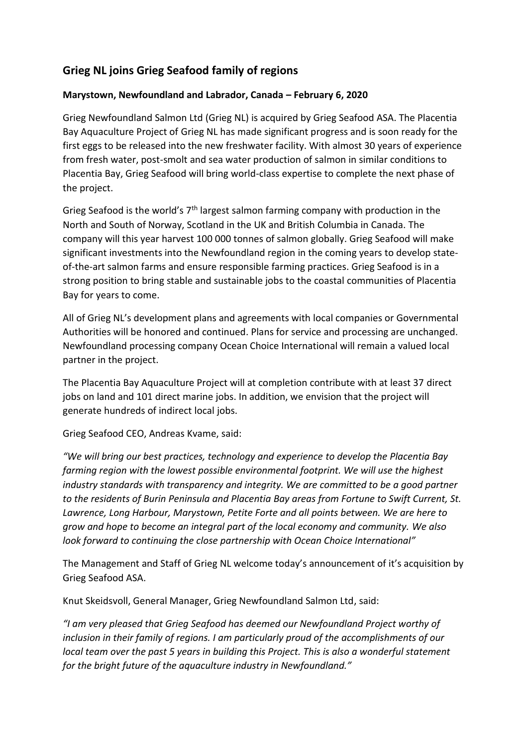## Grieg NL joins Grieg Seafood family of regions

**Marystown, Newfoundland and Labrador, Canada – February 6, 2020**

Grieg Newfoundland Salmon Ltd (Grieg NL) is acquired by Grieg Seafood ASA. The Placentia Bay Aquaculture Project of Grieg NL has made significant progress and is soon ready for the first eggs to be released into the new freshwater facility. With almost 30 years of experience from fresh water, post-smolt and sea water production of salmon in similar conditions to Placentia Bay, Grieg Seafood will bring world-class expertise to complete the next phase of the project.

Grieg Seafood is the world's 7th largest salmon farming company with production in the North and South of Norway, Scotland in the UK and British Columbia in Canada. The company will this year harvest 100 000 tonnes of salmon globally. Grieg Seafood will make significant investments into the Newfoundland region in the coming years to develop state-of-the-art salmon farms and ensure responsible farming practices. Grieg Seafood is in a strong position to bring stable and sustainable jobs to the coastal communities of Placentia Bay for years to come.

All of Grieg NL's development plans and agreements with local companies or Governmental Authorities will be honored and continued. Plans for service and processing are unchanged. Newfoundland processing company Ocean Choice International will remain a valued local partner in the project.

The Placentia Bay Aquaculture Project will at completion contribute with at least 37 direct jobs on land and 101 direct marine jobs. In addition, we envision that the project will generate hundreds of indirect local jobs.

Grieg Seafood CEO, Andreas Kvame, said:

*"We will bring our best practices, technology and experience to develop the Placentia Bay farming region with the lowest possible environmental footprint. We will use the highest industry standards with transparency and integrity. We are committed to be a good partner to the residents of Burin Peninsula and Placentia Bay areas from Fortune to Swift Current, St. Lawrence, Long Harbour, Marystown, Petite Forte and all points between. We are here to grow and hope to become an integral part of the local economy and community. We also look forward to continuing the close partnership with Ocean Choice International"*

The Management and Staff of Grieg NL welcome today's announcement of it's acquisition by Grieg Seafood ASA.

Knut Skeidsvoll, General Manager, Grieg Newfoundland Salmon Ltd, said:

*"I am very pleased that Grieg Seafood has deemed our Newfoundland Project worthy of inclusion in their family of regions. I am particularly proud of the accomplishments of our local team over the past 5 years in building this Project. This is also a wonderful statement for the bright future of the aquaculture industry in Newfoundland."*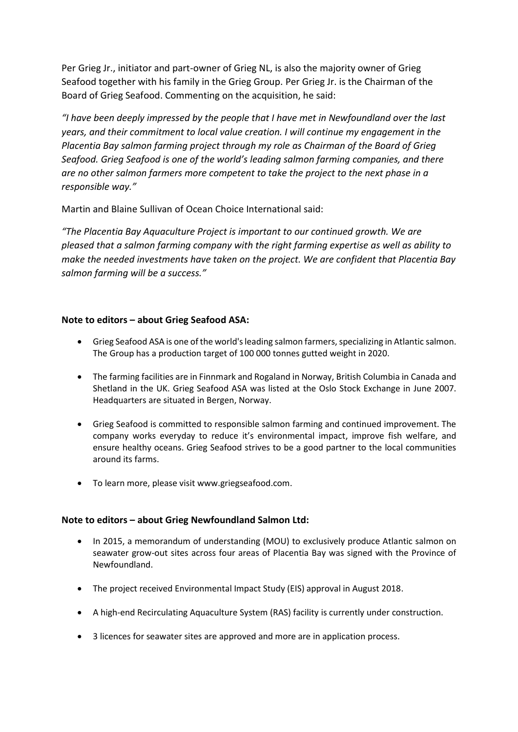Per Grieg Jr., initiator and part-owner of Grieg NL, is also the majority owner of Grieg Seafood together with his family in the Grieg Group. Per Grieg Jr. is the Chairman of the Board of Grieg Seafood. Commenting on the acquisition, he said:

*"I have been deeply impressed by the people that I have met in Newfoundland over the last years, and their commitment to local value creation. I will continue my engagement in the Placentia Bay salmon farming project through my role as Chairman of the Board of Grieg Seafood. Grieg Seafood is one of the world's leading salmon farming companies, and there are no other salmon farmers more competent to take the project to the next phase in a responsible way."*

Martin and Blaine Sullivan of Ocean Choice International said:

*"The Placentia Bay Aquaculture Project is important to our continued growth. We are pleased that a salmon farming company with the right farming expertise as well as ability to make the needed investments have taken on the project. We are confident that Placentia Bay salmon farming will be a success."*

**Note to editors – about Grieg Seafood ASA:**

- Grieg Seafood ASA is one of the world's leading salmon farmers, specializing in Atlantic salmon. The Group has a production target of 100 000 tonnes gutted weight in 2020.
- The farming facilities are in Finnmark and Rogaland in Norway, British Columbia in Canada and Shetland in the UK. Grieg Seafood ASA was listed at the Oslo Stock Exchange in June 2007. Headquarters are situated in Bergen, Norway.
- Grieg Seafood is committed to responsible salmon farming and continued improvement. The company works everyday to reduce it's environmental impact, improve fish welfare, and ensure healthy oceans. Grieg Seafood strives to be a good partner to the local communities around its farms.
- To learn more, please visit www.griegseafood.com.

**Note to editors – about Grieg Newfoundland Salmon Ltd:**

- In 2015, a memorandum of understanding (MOU) to exclusively produce Atlantic salmon on seawater grow-out sites across four areas of Placentia Bay was signed with the Province of Newfoundland.
- The project received Environmental Impact Study (EIS) approval in August 2018.
- A high-end Recirculating Aquaculture System (RAS) facility is currently under construction.
- 3 licences for seawater sites are approved and more are in application process.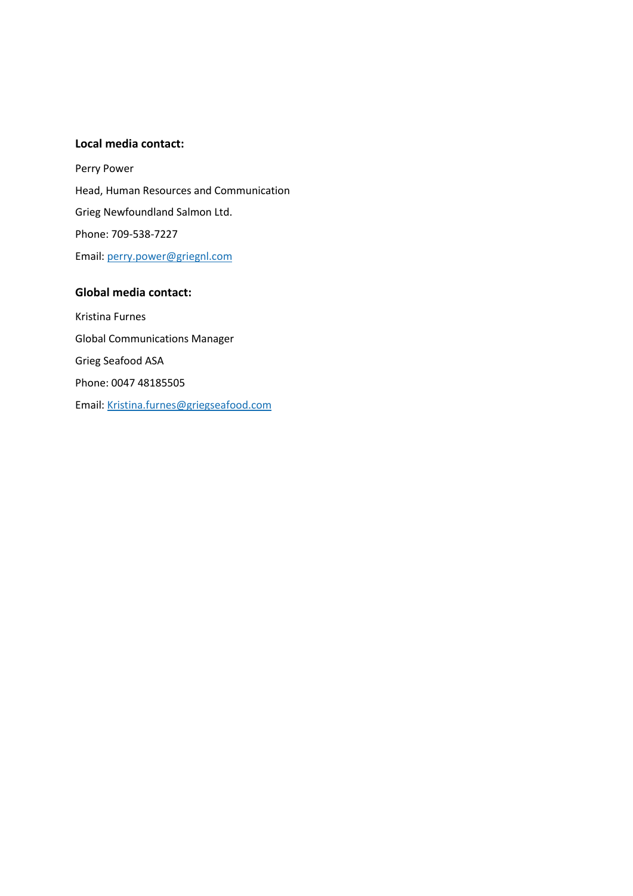**Local media contact:**

Perry Power

Head, Human Resources and Communication

Grieg Newfoundland Salmon Ltd.

Phone: 709-538-7227

Email: perry.power@griegnl.com

**Global media contact:**

Kristina Furnes

Global Communications Manager

Grieg Seafood ASA

Phone: 0047 48185505

Email: Kristina.furnes@griegseafood.com